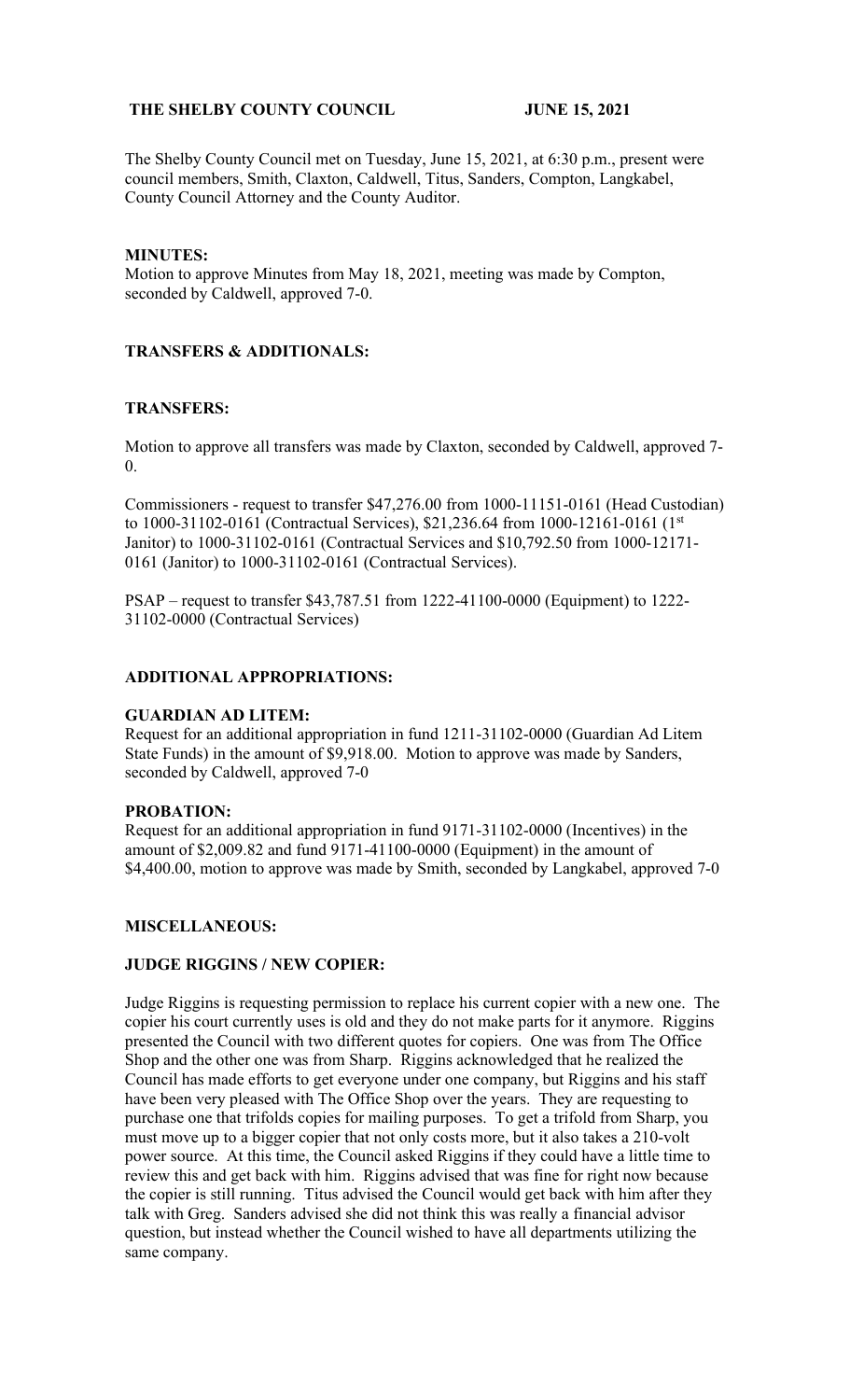**THE SHELBY COUNTY COUNCIL JUNE 15, 2021**

The Shelby County Council met on Tuesday, June 15, 2021, at 6:30 p.m., present were council members, Smith, Claxton, Caldwell, Titus, Sanders, Compton, Langkabel, County Council Attorney and the County Auditor.

**MINUTES:**

Motion to approve Minutes from May 18, 2021, meeting was made by Compton, seconded by Caldwell, approved 7-0.

**TRANSFERS & ADDITIONALS:**

**TRANSFERS:**

Motion to approve all transfers was made by Claxton, seconded by Caldwell, approved 7-0.

Commissioners - request to transfer $47,276.00 from 1000-11151-0161 (Head Custodian) to 1000-31102-0161 (Contractual Services), $21,236.64 from 1000-12161-0161 (1st Janitor) to 1000-31102-0161 (Contractual Services and $10,792.50 from 1000-12171-0161 (Janitor) to 1000-31102-0161 (Contractual Services).

PSAP – request to transfer $43,787.51 from 1222-41100-0000 (Equipment) to 1222-31102-0000 (Contractual Services)

**ADDITIONAL APPROPRIATIONS:**

**GUARDIAN AD LITEM:**

Request for an additional appropriation in fund 1211-31102-0000 (Guardian Ad Litem State Funds) in the amount of $9,918.00. Motion to approve was made by Sanders, seconded by Caldwell, approved 7-0

**PROBATION:**

Request for an additional appropriation in fund 9171-31102-0000 (Incentives) in the amount of $2,009.82 and fund 9171-41100-0000 (Equipment) in the amount of $4,400.00, motion to approve was made by Smith, seconded by Langkabel, approved 7-0

**MISCELLANEOUS:**

**JUDGE RIGGINS / NEW COPIER:**

Judge Riggins is requesting permission to replace his current copier with a new one. The copier his court currently uses is old and they do not make parts for it anymore. Riggins presented the Council with two different quotes for copiers. One was from The Office Shop and the other one was from Sharp. Riggins acknowledged that he realized the Council has made efforts to get everyone under one company, but Riggins and his staff have been very pleased with The Office Shop over the years. They are requesting to purchase one that trifolds copies for mailing purposes. To get a trifold from Sharp, you must move up to a bigger copier that not only costs more, but it also takes a 210-volt power source. At this time, the Council asked Riggins if they could have a little time to review this and get back with him. Riggins advised that was fine for right now because the copier is still running. Titus advised the Council would get back with him after they talk with Greg. Sanders advised she did not think this was really a financial advisor question, but instead whether the Council wished to have all departments utilizing the same company.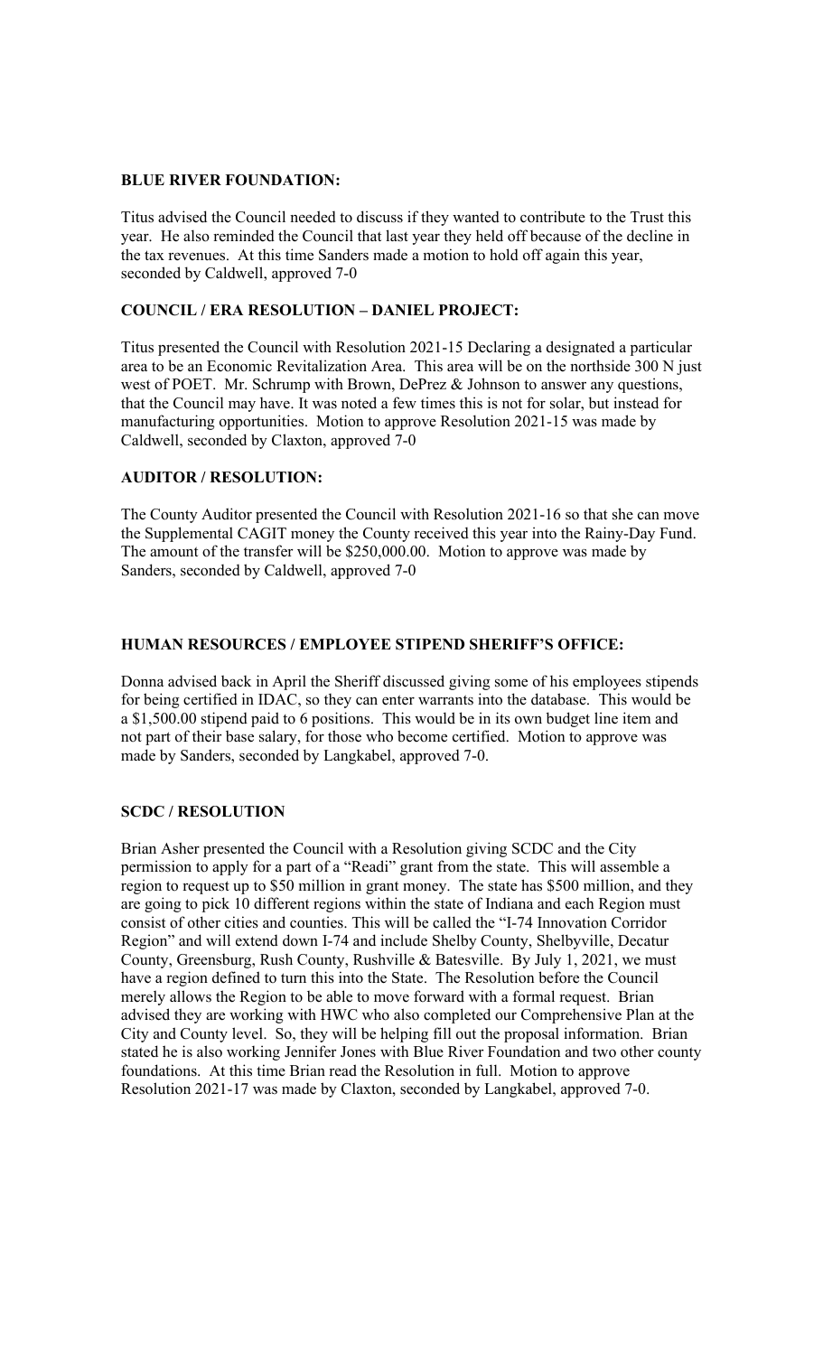**BLUE RIVER FOUNDATION:**

Titus advised the Council needed to discuss if they wanted to contribute to the Trust this year. He also reminded the Council that last year they held off because of the decline in the tax revenues. At this time Sanders made a motion to hold off again this year, seconded by Caldwell, approved 7-0

**COUNCIL / ERA RESOLUTION – DANIEL PROJECT:**

Titus presented the Council with Resolution 2021-15 Declaring a designated a particular area to be an Economic Revitalization Area. This area will be on the northside 300 N just west of POET. Mr. Schrump with Brown, DePrez & Johnson to answer any questions, that the Council may have. It was noted a few times this is not for solar, but instead for manufacturing opportunities. Motion to approve Resolution 2021-15 was made by Caldwell, seconded by Claxton, approved 7-0

**AUDITOR / RESOLUTION:**

The County Auditor presented the Council with Resolution 2021-16 so that she can move the Supplemental CAGIT money the County received this year into the Rainy-Day Fund. The amount of the transfer will be $250,000.00. Motion to approve was made by Sanders, seconded by Caldwell, approved 7-0

**HUMAN RESOURCES / EMPLOYEE STIPEND SHERIFF'S OFFICE:**

Donna advised back in April the Sheriff discussed giving some of his employees stipends for being certified in IDAC, so they can enter warrants into the database. This would be a $1,500.00 stipend paid to 6 positions. This would be in its own budget line item and not part of their base salary, for those who become certified. Motion to approve was made by Sanders, seconded by Langkabel, approved 7-0.

**SCDC / RESOLUTION**

Brian Asher presented the Council with a Resolution giving SCDC and the City permission to apply for a part of a "Readi" grant from the state. This will assemble a region to request up to $50 million in grant money. The state has $500 million, and they are going to pick 10 different regions within the state of Indiana and each Region must consist of other cities and counties. This will be called the "I-74 Innovation Corridor Region" and will extend down I-74 and include Shelby County, Shelbyville, Decatur County, Greensburg, Rush County, Rushville & Batesville. By July 1, 2021, we must have a region defined to turn this into the State. The Resolution before the Council merely allows the Region to be able to move forward with a formal request. Brian advised they are working with HWC who also completed our Comprehensive Plan at the City and County level. So, they will be helping fill out the proposal information. Brian stated he is also working Jennifer Jones with Blue River Foundation and two other county foundations. At this time Brian read the Resolution in full. Motion to approve Resolution 2021-17 was made by Claxton, seconded by Langkabel, approved 7-0.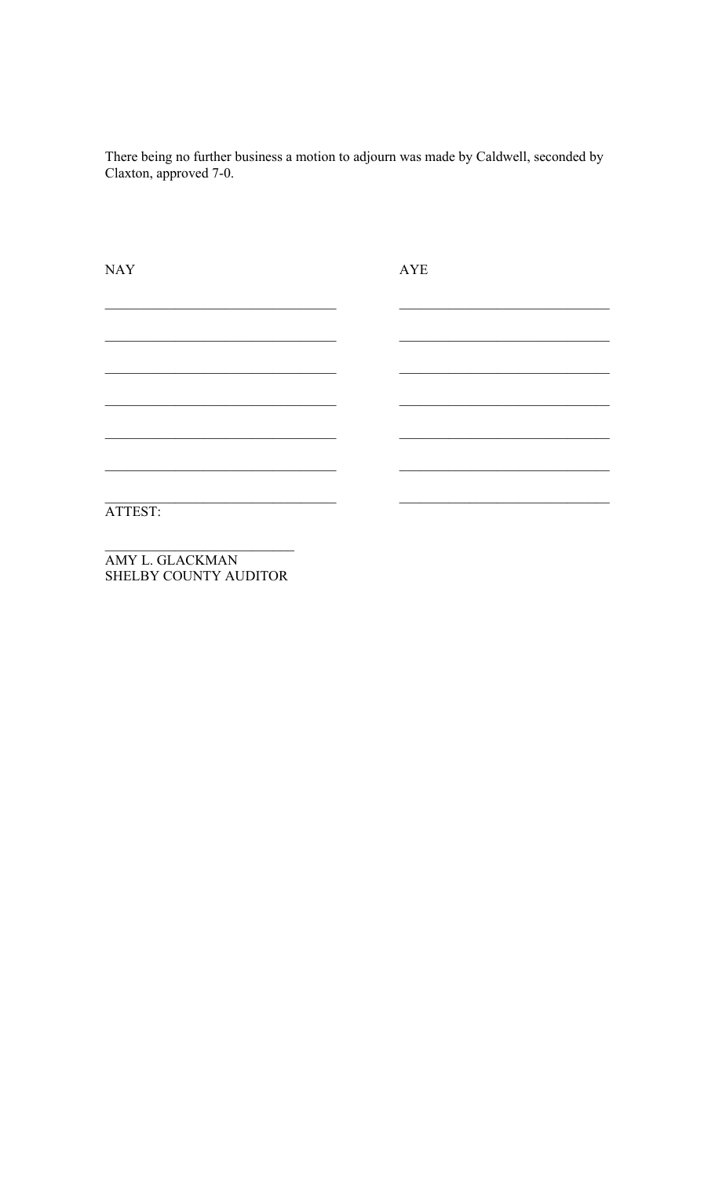There being no further business a motion to adjourn was made by Caldwell, seconded by Claxton, approved 7-0.

| NAY | AYE |
|---|---|
| ______________________________ | ______________________________ |
| ______________________________ | ______________________________ |
| ______________________________ | ______________________________ |
| ______________________________ | ______________________________ |
| ______________________________ | ______________________________ |
| ______________________________ | ______________________________ |
| ______________________________ | ______________________________ |

ATTEST:

__________________________

AMY L. GLACKMAN
SHELBY COUNTY AUDITOR